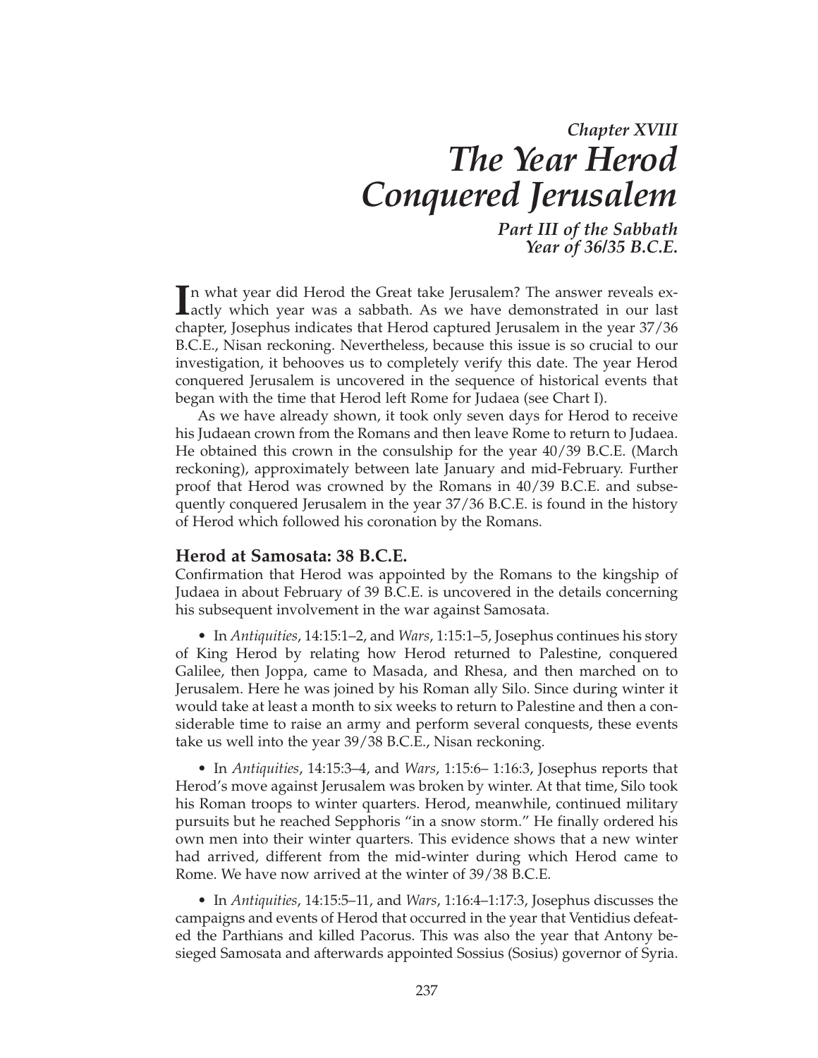# *Chapter XVIII*
# *The Year Herod Conquered Jerusalem*

## *Part III of the Sabbath Year of 36/35 B.C.E.*

In what year did Herod the Great take Jerusalem? The answer reveals exactly which year was a sabbath. As we have demonstrated in our last chapter, Josephus indicates that Herod captured Jerusalem in the year 37/36 B.C.E., Nisan reckoning. Nevertheless, because this issue is so crucial to our investigation, it behooves us to completely verify this date. The year Herod conquered Jerusalem is uncovered in the sequence of historical events that began with the time that Herod left Rome for Judaea (see Chart I).

As we have already shown, it took only seven days for Herod to receive his Judaean crown from the Romans and then leave Rome to return to Judaea. He obtained this crown in the consulship for the year 40/39 B.C.E. (March reckoning), approximately between late January and mid-February. Further proof that Herod was crowned by the Romans in 40/39 B.C.E. and subsequently conquered Jerusalem in the year 37/36 B.C.E. is found in the history of Herod which followed his coronation by the Romans.

### Herod at Samosata: 38 B.C.E.

Confirmation that Herod was appointed by the Romans to the kingship of Judaea in about February of 39 B.C.E. is uncovered in the details concerning his subsequent involvement in the war against Samosata.

- In *Antiquities*, 14:15:1–2, and *Wars*, 1:15:1–5, Josephus continues his story of King Herod by relating how Herod returned to Palestine, conquered Galilee, then Joppa, came to Masada, and Rhesa, and then marched on to Jerusalem. Here he was joined by his Roman ally Silo. Since during winter it would take at least a month to six weeks to return to Palestine and then a considerable time to raise an army and perform several conquests, these events take us well into the year 39/38 B.C.E., Nisan reckoning.

- In *Antiquities*, 14:15:3–4, and *Wars*, 1:15:6– 1:16:3, Josephus reports that Herod's move against Jerusalem was broken by winter. At that time, Silo took his Roman troops to winter quarters. Herod, meanwhile, continued military pursuits but he reached Sepphoris "in a snow storm." He finally ordered his own men into their winter quarters. This evidence shows that a new winter had arrived, different from the mid-winter during which Herod came to Rome. We have now arrived at the winter of 39/38 B.C.E.

- In *Antiquities*, 14:15:5–11, and *Wars*, 1:16:4–1:17:3, Josephus discusses the campaigns and events of Herod that occurred in the year that Ventidius defeated the Parthians and killed Pacorus. This was also the year that Antony besieged Samosata and afterwards appointed Sossius (Sosius) governor of Syria.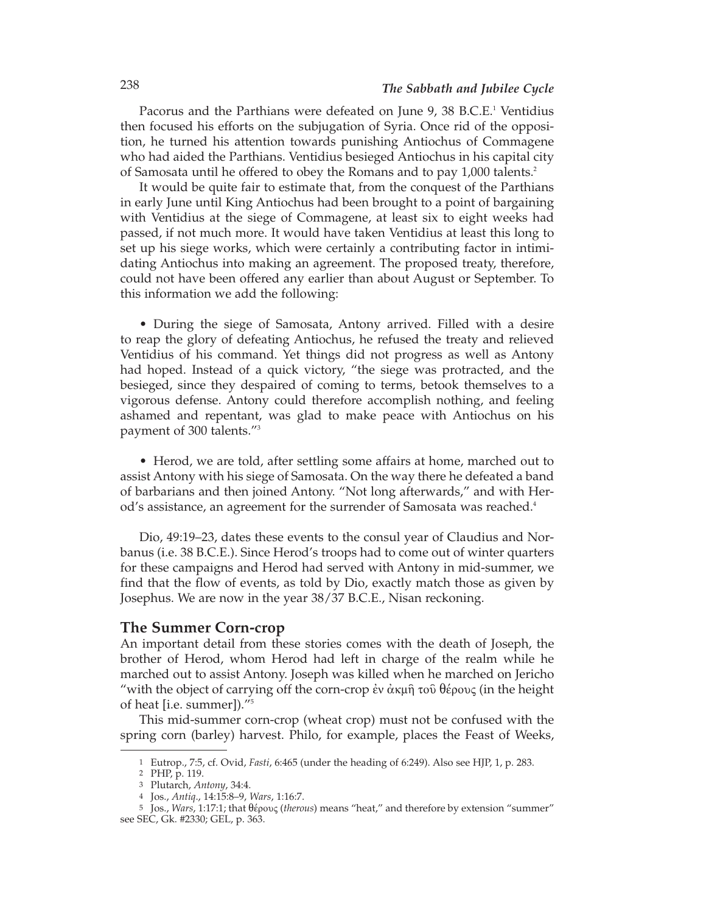Pacorus and the Parthians were defeated on June 9, 38 B.C.E.[1] Ventidius then focused his efforts on the subjugation of Syria. Once rid of the opposition, he turned his attention towards punishing Antiochus of Commagene who had aided the Parthians. Ventidius besieged Antiochus in his capital city of Samosata until he offered to obey the Romans and to pay 1,000 talents.[2]

It would be quite fair to estimate that, from the conquest of the Parthians in early June until King Antiochus had been brought to a point of bargaining with Ventidius at the siege of Commagene, at least six to eight weeks had passed, if not much more. It would have taken Ventidius at least this long to set up his siege works, which were certainly a contributing factor in intimidating Antiochus into making an agreement. The proposed treaty, therefore, could not have been offered any earlier than about August or September. To this information we add the following:

- During the siege of Samosata, Antony arrived. Filled with a desire to reap the glory of defeating Antiochus, he refused the treaty and relieved Ventidius of his command. Yet things did not progress as well as Antony had hoped. Instead of a quick victory, "the siege was protracted, and the besieged, since they despaired of coming to terms, betook themselves to a vigorous defense. Antony could therefore accomplish nothing, and feeling ashamed and repentant, was glad to make peace with Antiochus on his payment of 300 talents."[3]

- Herod, we are told, after settling some affairs at home, marched out to assist Antony with his siege of Samosata. On the way there he defeated a band of barbarians and then joined Antony. "Not long afterwards," and with Herod's assistance, an agreement for the surrender of Samosata was reached.[4]

Dio, 49:19–23, dates these events to the consul year of Claudius and Norbanus (i.e. 38 B.C.E.). Since Herod's troops had to come out of winter quarters for these campaigns and Herod had served with Antony in mid-summer, we find that the flow of events, as told by Dio, exactly match those as given by Josephus. We are now in the year 38/37 B.C.E., Nisan reckoning.

## The Summer Corn-crop

An important detail from these stories comes with the death of Joseph, the brother of Herod, whom Herod had left in charge of the realm while he marched out to assist Antony. Joseph was killed when he marched on Jericho "with the object of carrying off the corn-crop ἐν ἀκμῇ τοῦ θέρους (in the height of heat [i.e. summer])."[5]

This mid-summer corn-crop (wheat crop) must not be confused with the spring corn (barley) harvest. Philo, for example, places the Feast of Weeks,

---

1 Eutrop., 7:5, cf. Ovid, *Fasti*, 6:465 (under the heading of 6:249). Also see HJP, 1, p. 283.

2 PHP, p. 119.

3 Plutarch, *Antony*, 34:4.

4 Jos., *Antiq*., 14:15:8–9, *Wars*, 1:16:7.

5 Jos., *Wars*, 1:17:1; that θέρους (*therous*) means "heat," and therefore by extension "summer" see SEC, Gk. #2330; GEL, p. 363.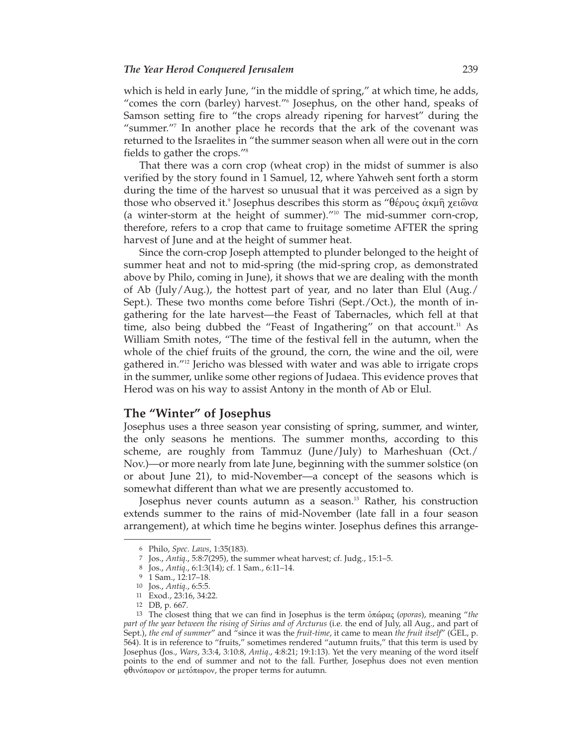which is held in early June, "in the middle of spring," at which time, he adds, "comes the corn (barley) harvest."[6] Josephus, on the other hand, speaks of Samson setting fire to "the crops already ripening for harvest" during the "summer."[7] In another place he records that the ark of the covenant was returned to the Israelites in "the summer season when all were out in the corn fields to gather the crops."[8]

That there was a corn crop (wheat crop) in the midst of summer is also verified by the story found in 1 Samuel, 12, where Yahweh sent forth a storm during the time of the harvest so unusual that it was perceived as a sign by those who observed it.[9] Josephus describes this storm as "θέρους ἀκμῇ χειῶνα (a winter-storm at the height of summer)."[10] The mid-summer corn-crop, therefore, refers to a crop that came to fruitage sometime AFTER the spring harvest of June and at the height of summer heat.

Since the corn-crop Joseph attempted to plunder belonged to the height of summer heat and not to mid-spring (the mid-spring crop, as demonstrated above by Philo, coming in June), it shows that we are dealing with the month of Ab (July/Aug.), the hottest part of year, and no later than Elul (Aug./Sept.). These two months come before Tishri (Sept./Oct.), the month of in-gathering for the late harvest—the Feast of Tabernacles, which fell at that time, also being dubbed the "Feast of Ingathering" on that account.[11] As William Smith notes, "The time of the festival fell in the autumn, when the whole of the chief fruits of the ground, the corn, the wine and the oil, were gathered in."[12] Jericho was blessed with water and was able to irrigate crops in the summer, unlike some other regions of Judaea. This evidence proves that Herod was on his way to assist Antony in the month of Ab or Elul.

## The "Winter" of Josephus

Josephus uses a three season year consisting of spring, summer, and winter, the only seasons he mentions. The summer months, according to this scheme, are roughly from Tammuz (June/July) to Marheshuan (Oct./Nov.)—or more nearly from late June, beginning with the summer solstice (on or about June 21), to mid-November—a concept of the seasons which is somewhat different than what we are presently accustomed to.

Josephus never counts autumn as a season.[13] Rather, his construction extends summer to the rains of mid-November (late fall in a four season arrangement), at which time he begins winter. Josephus defines this arrange-

---

6 Philo, *Spec. Laws*, 1:35(183).

7 Jos., *Antiq.*, 5:8:7(295), the summer wheat harvest; cf. Judg., 15:1–5.

8 Jos., *Antiq.*, 6:1:3(14); cf. 1 Sam., 6:11–14.

9 1 Sam., 12:17–18.

10 Jos., *Antiq.*, 6:5:5.

11 Exod., 23:16, 34:22.

12 DB, p. 667.

13 The closest thing that we can find in Josephus is the term ὀπώρας (*oporas*), meaning "*the part of the year between the rising of Sirius and of Arcturus* (i.e. the end of July, all Aug., and part of Sept.), *the end of summer*" and "since it was the *fruit-time*, it came to mean *the fruit itself*" (GEL, p. 564). It is in reference to "fruits," sometimes rendered "autumn fruits," that this term is used by Josephus (Jos., *Wars*, 3:3:4, 3:10:8, *Antiq.*, 4:8:21; 19:1:13). Yet the very meaning of the word itself points to the end of summer and not to the fall. Further, Josephus does not even mention φθινόπωρον or μετόπωρον, the proper terms for autumn.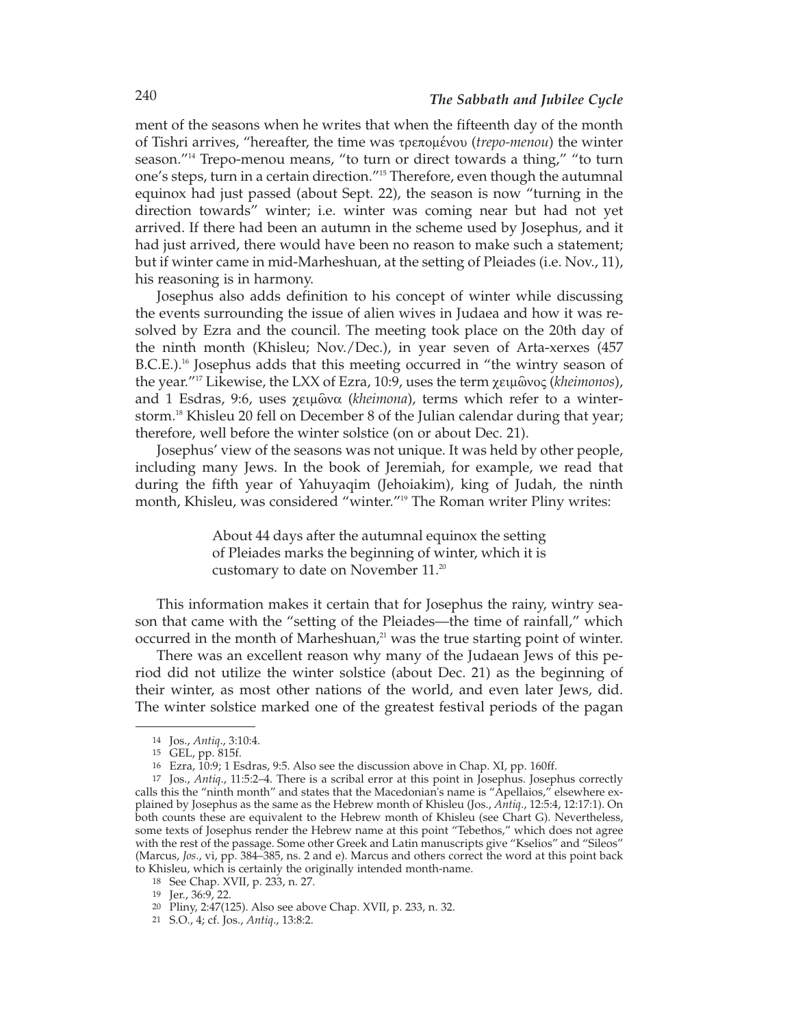ment of the seasons when he writes that when the fifteenth day of the month of Tishri arrives, "hereafter, the time was τρεπομένου (*trepo-menou*) the winter season."[14] Trepo-menou means, "to turn or direct towards a thing," "to turn one's steps, turn in a certain direction."[15] Therefore, even though the autumnal equinox had just passed (about Sept. 22), the season is now "turning in the direction towards" winter; i.e. winter was coming near but had not yet arrived. If there had been an autumn in the scheme used by Josephus, and it had just arrived, there would have been no reason to make such a statement; but if winter came in mid-Marheshuan, at the setting of Pleiades (i.e. Nov., 11), his reasoning is in harmony.

Josephus also adds definition to his concept of winter while discussing the events surrounding the issue of alien wives in Judaea and how it was resolved by Ezra and the council. The meeting took place on the 20th day of the ninth month (Khisleu; Nov./Dec.), in year seven of Arta-xerxes (457 B.C.E.).[16] Josephus adds that this meeting occurred in "the wintry season of the year."[17] Likewise, the LXX of Ezra, 10:9, uses the term χειμῶνος (*kheimonos*), and 1 Esdras, 9:6, uses χειμῶνα (*kheimona*), terms which refer to a winter-storm.[18] Khisleu 20 fell on December 8 of the Julian calendar during that year; therefore, well before the winter solstice (on or about Dec. 21).

Josephus' view of the seasons was not unique. It was held by other people, including many Jews. In the book of Jeremiah, for example, we read that during the fifth year of Yahuyaqim (Jehoiakim), king of Judah, the ninth month, Khisleu, was considered "winter."[19] The Roman writer Pliny writes:

> About 44 days after the autumnal equinox the setting of Pleiades marks the beginning of winter, which it is customary to date on November 11.[20]

This information makes it certain that for Josephus the rainy, wintry season that came with the "setting of the Pleiades—the time of rainfall," which occurred in the month of Marheshuan,[21] was the true starting point of winter.

There was an excellent reason why many of the Judaean Jews of this period did not utilize the winter solstice (about Dec. 21) as the beginning of their winter, as most other nations of the world, and even later Jews, did. The winter solstice marked one of the greatest festival periods of the pagan

---

14 Jos., *Antiq.*, 3:10:4.

15 GEL, pp. 815f.

16 Ezra, 10:9; 1 Esdras, 9:5. Also see the discussion above in Chap. XI, pp. 160ff.

17 Jos., *Antiq.*, 11:5:2–4. There is a scribal error at this point in Josephus. Josephus correctly calls this the "ninth month" and states that the Macedonian's name is "Apellaios," elsewhere explained by Josephus as the same as the Hebrew month of Khisleu (Jos., *Antiq.*, 12:5:4, 12:17:1). On both counts these are equivalent to the Hebrew month of Khisleu (see Chart G). Nevertheless, some texts of Josephus render the Hebrew name at this point "Tebethos," which does not agree with the rest of the passage. Some other Greek and Latin manuscripts give "Kselios" and "Sileos" (Marcus, *Jos.*, vi, pp. 384–385, ns. 2 and e). Marcus and others correct the word at this point back to Khisleu, which is certainly the originally intended month-name.

18 See Chap. XVII, p. 233, n. 27.

19 Jer., 36:9, 22.

20 Pliny, 2:47(125). Also see above Chap. XVII, p. 233, n. 32.

21 S.O., 4; cf. Jos., *Antiq.*, 13:8:2.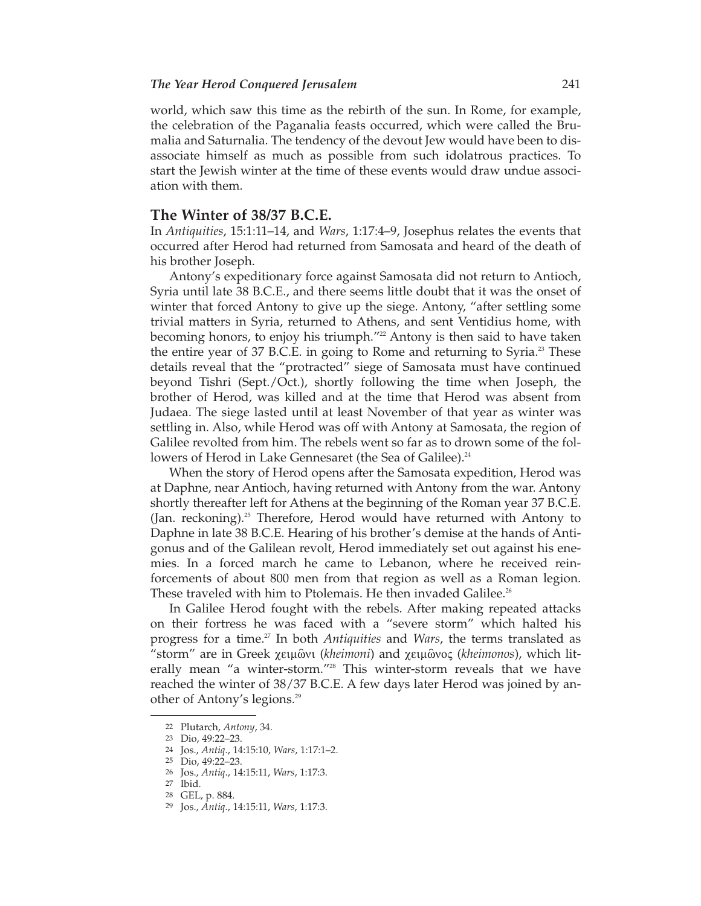world, which saw this time as the rebirth of the sun. In Rome, for example, the celebration of the Paganalia feasts occurred, which were called the Brumalia and Saturnalia. The tendency of the devout Jew would have been to disassociate himself as much as possible from such idolatrous practices. To start the Jewish winter at the time of these events would draw undue association with them.

## The Winter of 38/37 B.C.E.

In *Antiquities*, 15:1:11–14, and *Wars*, 1:17:4–9, Josephus relates the events that occurred after Herod had returned from Samosata and heard of the death of his brother Joseph.

Antony's expeditionary force against Samosata did not return to Antioch, Syria until late 38 B.C.E., and there seems little doubt that it was the onset of winter that forced Antony to give up the siege. Antony, "after settling some trivial matters in Syria, returned to Athens, and sent Ventidius home, with becoming honors, to enjoy his triumph."[22] Antony is then said to have taken the entire year of 37 B.C.E. in going to Rome and returning to Syria.[23] These details reveal that the "protracted" siege of Samosata must have continued beyond Tishri (Sept./Oct.), shortly following the time when Joseph, the brother of Herod, was killed and at the time that Herod was absent from Judaea. The siege lasted until at least November of that year as winter was settling in. Also, while Herod was off with Antony at Samosata, the region of Galilee revolted from him. The rebels went so far as to drown some of the followers of Herod in Lake Gennesaret (the Sea of Galilee).[24]

When the story of Herod opens after the Samosata expedition, Herod was at Daphne, near Antioch, having returned with Antony from the war. Antony shortly thereafter left for Athens at the beginning of the Roman year 37 B.C.E. (Jan. reckoning).[25] Therefore, Herod would have returned with Antony to Daphne in late 38 B.C.E. Hearing of his brother's demise at the hands of Antigonus and of the Galilean revolt, Herod immediately set out against his enemies. In a forced march he came to Lebanon, where he received reinforcements of about 800 men from that region as well as a Roman legion. These traveled with him to Ptolemais. He then invaded Galilee.[26]

In Galilee Herod fought with the rebels. After making repeated attacks on their fortress he was faced with a "severe storm" which halted his progress for a time.[27] In both *Antiquities* and *Wars*, the terms translated as "storm" are in Greek χειμῶνι (*kheimoni*) and χειμῶνος (*kheimonos*), which literally mean "a winter-storm."[28] This winter-storm reveals that we have reached the winter of 38/37 B.C.E. A few days later Herod was joined by another of Antony's legions.[29]

---

22 Plutarch, *Antony*, 34.
23 Dio, 49:22–23.
24 Jos., *Antiq.*, 14:15:10, *Wars*, 1:17:1–2.
25 Dio, 49:22–23.
26 Jos., *Antiq.*, 14:15:11, *Wars*, 1:17:3.
27 Ibid.
28 GEL, p. 884.
29 Jos., *Antiq.*, 14:15:11, *Wars*, 1:17:3.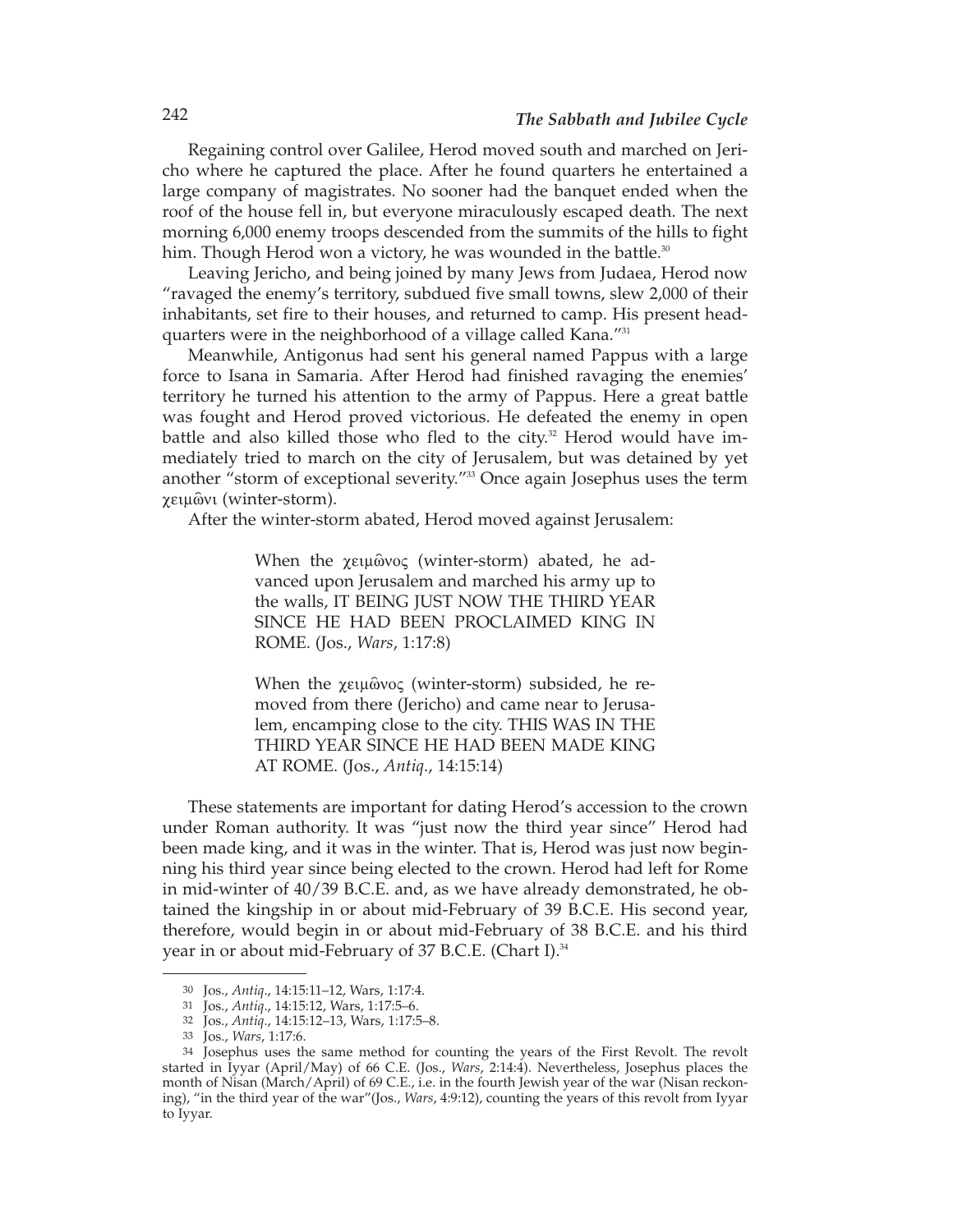Regaining control over Galilee, Herod moved south and marched on Jericho where he captured the place. After he found quarters he entertained a large company of magistrates. No sooner had the banquet ended when the roof of the house fell in, but everyone miraculously escaped death. The next morning 6,000 enemy troops descended from the summits of the hills to fight him. Though Herod won a victory, he was wounded in the battle.[30]

Leaving Jericho, and being joined by many Jews from Judaea, Herod now "ravaged the enemy's territory, subdued five small towns, slew 2,000 of their inhabitants, set fire to their houses, and returned to camp. His present headquarters were in the neighborhood of a village called Kana."[31]

Meanwhile, Antigonus had sent his general named Pappus with a large force to Isana in Samaria. After Herod had finished ravaging the enemies' territory he turned his attention to the army of Pappus. Here a great battle was fought and Herod proved victorious. He defeated the enemy in open battle and also killed those who fled to the city.[32] Herod would have immediately tried to march on the city of Jerusalem, but was detained by yet another "storm of exceptional severity."[33] Once again Josephus uses the term χειμῶνι (winter-storm).

After the winter-storm abated, Herod moved against Jerusalem:

> When the χειμῶνος (winter-storm) abated, he advanced upon Jerusalem and marched his army up to the walls, IT BEING JUST NOW THE THIRD YEAR SINCE HE HAD BEEN PROCLAIMED KING IN ROME. (Jos., *Wars*, 1:17:8)

> When the χειμῶνος (winter-storm) subsided, he removed from there (Jericho) and came near to Jerusalem, encamping close to the city. THIS WAS IN THE THIRD YEAR SINCE HE HAD BEEN MADE KING AT ROME. (Jos., *Antiq.*, 14:15:14)

These statements are important for dating Herod's accession to the crown under Roman authority. It was "just now the third year since" Herod had been made king, and it was in the winter. That is, Herod was just now beginning his third year since being elected to the crown. Herod had left for Rome in mid-winter of 40/39 B.C.E. and, as we have already demonstrated, he obtained the kingship in or about mid-February of 39 B.C.E. His second year, therefore, would begin in or about mid-February of 38 B.C.E. and his third year in or about mid-February of 37 B.C.E. (Chart I).[34]

---

30 Jos., *Antiq.*, 14:15:11–12, Wars, 1:17:4.

31 Jos., *Antiq.*, 14:15:12, Wars, 1:17:5–6.

32 Jos., *Antiq.*, 14:15:12–13, Wars, 1:17:5–8.

33 Jos., *Wars*, 1:17:6.

34 Josephus uses the same method for counting the years of the First Revolt. The revolt started in Iyyar (April/May) of 66 C.E. (Jos., *Wars*, 2:14:4). Nevertheless, Josephus places the month of Nisan (March/April) of 69 C.E., i.e. in the fourth Jewish year of the war (Nisan reckoning), "in the third year of the war"(Jos., *Wars*, 4:9:12), counting the years of this revolt from Iyyar to Iyyar.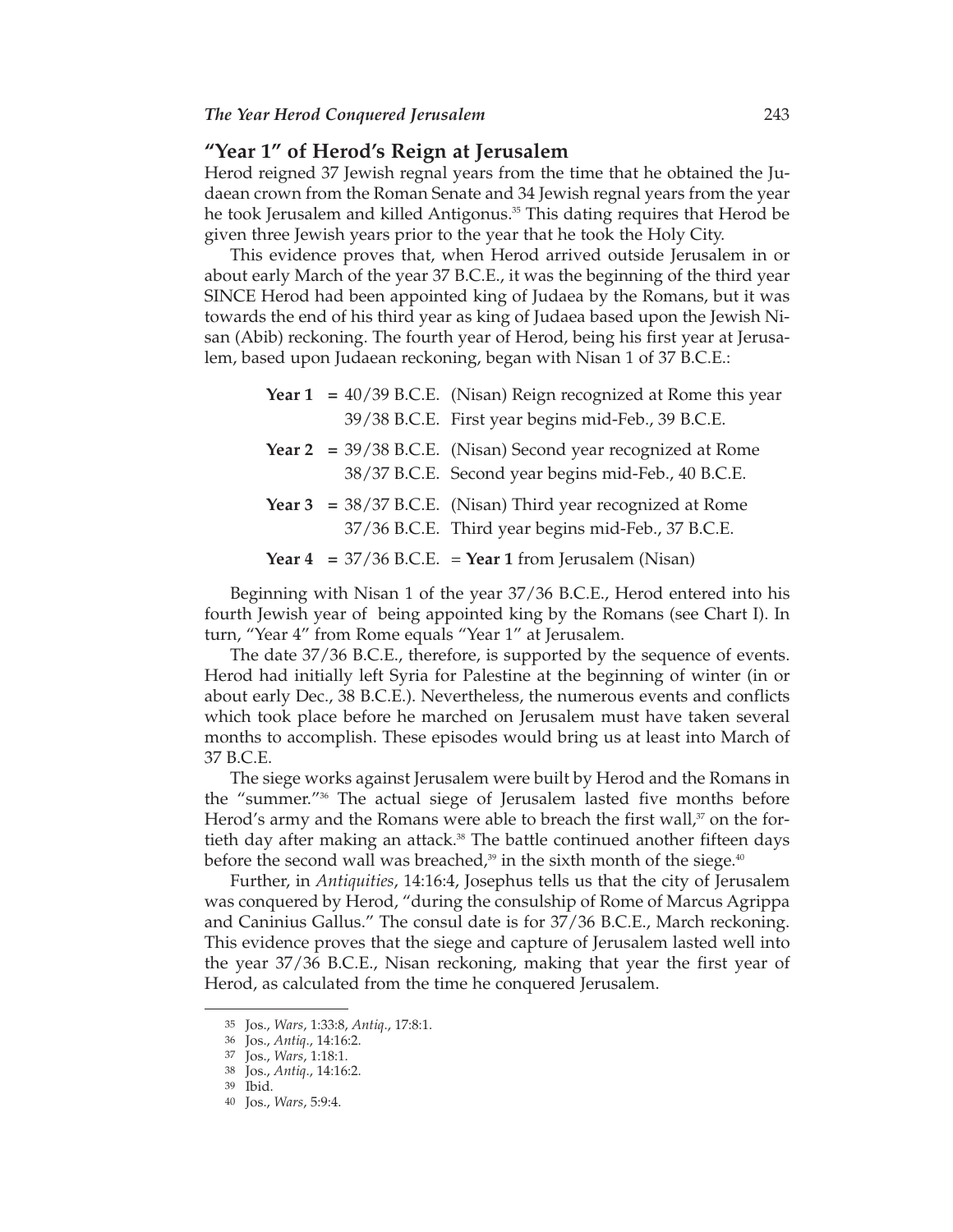## "Year 1" of Herod's Reign at Jerusalem

Herod reigned 37 Jewish regnal years from the time that he obtained the Judaean crown from the Roman Senate and 34 Jewish regnal years from the year he took Jerusalem and killed Antigonus.[35] This dating requires that Herod be given three Jewish years prior to the year that he took the Holy City.

This evidence proves that, when Herod arrived outside Jerusalem in or about early March of the year 37 B.C.E., it was the beginning of the third year SINCE Herod had been appointed king of Judaea by the Romans, but it was towards the end of his third year as king of Judaea based upon the Jewish Nisan (Abib) reckoning. The fourth year of Herod, being his first year at Jerusalem, based upon Judaean reckoning, began with Nisan 1 of 37 B.C.E.:

| | | |
|---|---|---|
| **Year 1** = | 40/39 B.C.E. | (Nisan) Reign recognized at Rome this year |
| | 39/38 B.C.E. | First year begins mid-Feb., 39 B.C.E. |
| **Year 2** = | 39/38 B.C.E. | (Nisan) Second year recognized at Rome |
| | 38/37 B.C.E. | Second year begins mid-Feb., 40 B.C.E. |
| **Year 3** = | 38/37 B.C.E. | (Nisan) Third year recognized at Rome |
| | 37/36 B.C.E. | Third year begins mid-Feb., 37 B.C.E. |
| **Year 4** = | 37/36 B.C.E. | = **Year 1** from Jerusalem (Nisan) |

Beginning with Nisan 1 of the year 37/36 B.C.E., Herod entered into his fourth Jewish year of being appointed king by the Romans (see Chart I). In turn, "Year 4" from Rome equals "Year 1" at Jerusalem.

The date 37/36 B.C.E., therefore, is supported by the sequence of events. Herod had initially left Syria for Palestine at the beginning of winter (in or about early Dec., 38 B.C.E.). Nevertheless, the numerous events and conflicts which took place before he marched on Jerusalem must have taken several months to accomplish. These episodes would bring us at least into March of 37 B.C.E.

The siege works against Jerusalem were built by Herod and the Romans in the "summer."[36] The actual siege of Jerusalem lasted five months before Herod's army and the Romans were able to breach the first wall,[37] on the fortieth day after making an attack.[38] The battle continued another fifteen days before the second wall was breached,[39] in the sixth month of the siege.[40]

Further, in *Antiquities*, 14:16:4, Josephus tells us that the city of Jerusalem was conquered by Herod, "during the consulship of Rome of Marcus Agrippa and Caninius Gallus." The consul date is for 37/36 B.C.E., March reckoning. This evidence proves that the siege and capture of Jerusalem lasted well into the year 37/36 B.C.E., Nisan reckoning, making that year the first year of Herod, as calculated from the time he conquered Jerusalem.

---

35 Jos., *Wars*, 1:33:8, *Antiq.*, 17:8:1.
36 Jos., *Antiq.*, 14:16:2.
37 Jos., *Wars*, 1:18:1.
38 Jos., *Antiq.*, 14:16:2.
39 Ibid.
40 Jos., *Wars*, 5:9:4.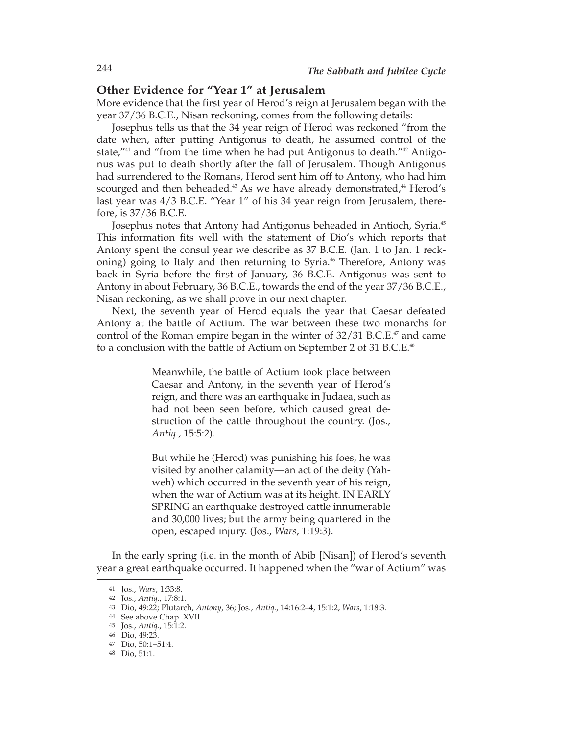## Other Evidence for "Year 1" at Jerusalem

More evidence that the first year of Herod's reign at Jerusalem began with the year 37/36 B.C.E., Nisan reckoning, comes from the following details:

Josephus tells us that the 34 year reign of Herod was reckoned "from the date when, after putting Antigonus to death, he assumed control of the state,"[41] and "from the time when he had put Antigonus to death."[42] Antigonus was put to death shortly after the fall of Jerusalem. Though Antigonus had surrendered to the Romans, Herod sent him off to Antony, who had him scourged and then beheaded.[43] As we have already demonstrated,[44] Herod's last year was 4/3 B.C.E. "Year 1" of his 34 year reign from Jerusalem, therefore, is 37/36 B.C.E.

Josephus notes that Antony had Antigonus beheaded in Antioch, Syria.[45] This information fits well with the statement of Dio's which reports that Antony spent the consul year we describe as 37 B.C.E. (Jan. 1 to Jan. 1 reckoning) going to Italy and then returning to Syria.[46] Therefore, Antony was back in Syria before the first of January, 36 B.C.E. Antigonus was sent to Antony in about February, 36 B.C.E., towards the end of the year 37/36 B.C.E., Nisan reckoning, as we shall prove in our next chapter.

Next, the seventh year of Herod equals the year that Caesar defeated Antony at the battle of Actium. The war between these two monarchs for control of the Roman empire began in the winter of 32/31 B.C.E.[47] and came to a conclusion with the battle of Actium on September 2 of 31 B.C.E.[48]

> Meanwhile, the battle of Actium took place between Caesar and Antony, in the seventh year of Herod's reign, and there was an earthquake in Judaea, such as had not been seen before, which caused great destruction of the cattle throughout the country. (Jos., *Antiq.*, 15:5:2).

> But while he (Herod) was punishing his foes, he was visited by another calamity—an act of the deity (Yahweh) which occurred in the seventh year of his reign, when the war of Actium was at its height. IN EARLY SPRING an earthquake destroyed cattle innumerable and 30,000 lives; but the army being quartered in the open, escaped injury. (Jos., *Wars*, 1:19:3).

In the early spring (i.e. in the month of Abib [Nisan]) of Herod's seventh year a great earthquake occurred. It happened when the "war of Actium" was

---

41 Jos., *Wars*, 1:33:8.
42 Jos., *Antiq.*, 17:8:1.
43 Dio, 49:22; Plutarch, *Antony*, 36; Jos., *Antiq.*, 14:16:2–4, 15:1:2, *Wars*, 1:18:3.
44 See above Chap. XVII.
45 Jos., *Antiq.*, 15:1:2.
46 Dio, 49:23.
47 Dio, 50:1–51:4.
48 Dio, 51:1.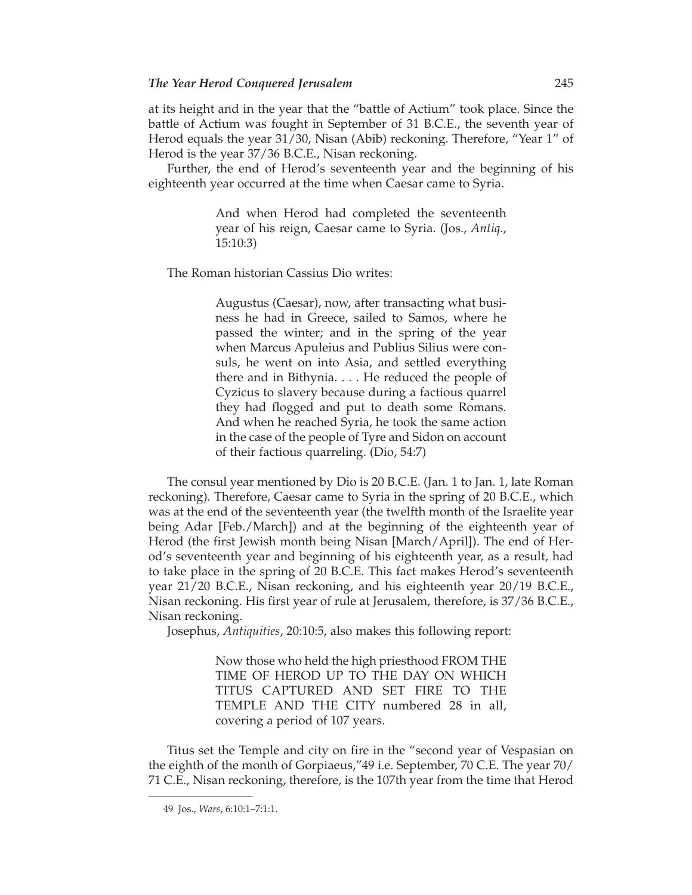at its height and in the year that the "battle of Actium" took place. Since the battle of Actium was fought in September of 31 B.C.E., the seventh year of Herod equals the year 31/30, Nisan (Abib) reckoning. Therefore, "Year 1" of Herod is the year 37/36 B.C.E., Nisan reckoning.

Further, the end of Herod's seventeenth year and the beginning of his eighteenth year occurred at the time when Caesar came to Syria.

> And when Herod had completed the seventeenth year of his reign, Caesar came to Syria. (Jos., *Antiq.*, 15:10:3)

The Roman historian Cassius Dio writes:

> Augustus (Caesar), now, after transacting what business he had in Greece, sailed to Samos, where he passed the winter; and in the spring of the year when Marcus Apuleius and Publius Silius were consuls, he went on into Asia, and settled everything there and in Bithynia. . . . He reduced the people of Cyzicus to slavery because during a factious quarrel they had flogged and put to death some Romans. And when he reached Syria, he took the same action in the case of the people of Tyre and Sidon on account of their factious quarreling. (Dio, 54:7)

The consul year mentioned by Dio is 20 B.C.E. (Jan. 1 to Jan. 1, late Roman reckoning). Therefore, Caesar came to Syria in the spring of 20 B.C.E., which was at the end of the seventeenth year (the twelfth month of the Israelite year being Adar [Feb./March]) and at the beginning of the eighteenth year of Herod (the first Jewish month being Nisan [March/April]). The end of Herod's seventeenth year and beginning of his eighteenth year, as a result, had to take place in the spring of 20 B.C.E. This fact makes Herod's seventeenth year 21/20 B.C.E., Nisan reckoning, and his eighteenth year 20/19 B.C.E., Nisan reckoning. His first year of rule at Jerusalem, therefore, is 37/36 B.C.E., Nisan reckoning.

Josephus, *Antiquities*, 20:10:5, also makes this following report:

> Now those who held the high priesthood FROM THE TIME OF HEROD UP TO THE DAY ON WHICH TITUS CAPTURED AND SET FIRE TO THE TEMPLE AND THE CITY numbered 28 in all, covering a period of 107 years.

Titus set the Temple and city on fire in the "second year of Vespasian on the eighth of the month of Gorpiaeus,"[49] i.e. September, 70 C.E. The year 70/71 C.E., Nisan reckoning, therefore, is the 107th year from the time that Herod

---

49 Jos., *Wars*, 6:10:1–7:1:1.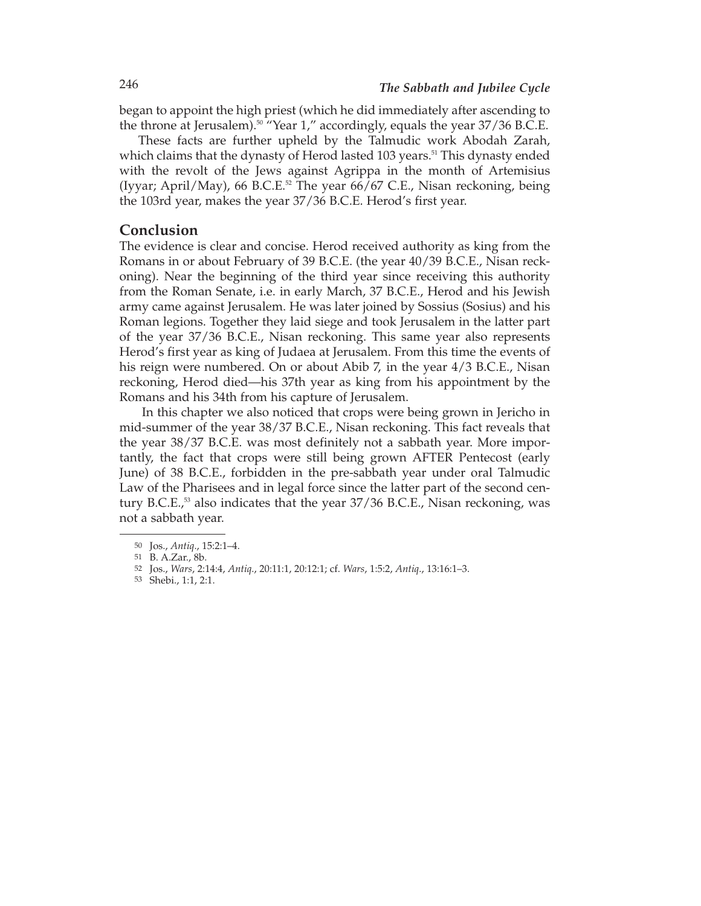began to appoint the high priest (which he did immediately after ascending to the throne at Jerusalem).[50] "Year 1," accordingly, equals the year 37/36 B.C.E.

These facts are further upheld by the Talmudic work Abodah Zarah, which claims that the dynasty of Herod lasted 103 years.[51] This dynasty ended with the revolt of the Jews against Agrippa in the month of Artemisius (Iyyar; April/May), 66 B.C.E.[52] The year 66/67 C.E., Nisan reckoning, being the 103rd year, makes the year 37/36 B.C.E. Herod's first year.

## Conclusion

The evidence is clear and concise. Herod received authority as king from the Romans in or about February of 39 B.C.E. (the year 40/39 B.C.E., Nisan reckoning). Near the beginning of the third year since receiving this authority from the Roman Senate, i.e. in early March, 37 B.C.E., Herod and his Jewish army came against Jerusalem. He was later joined by Sossius (Sosius) and his Roman legions. Together they laid siege and took Jerusalem in the latter part of the year 37/36 B.C.E., Nisan reckoning. This same year also represents Herod's first year as king of Judaea at Jerusalem. From this time the events of his reign were numbered. On or about Abib 7, in the year 4/3 B.C.E., Nisan reckoning, Herod died—his 37th year as king from his appointment by the Romans and his 34th from his capture of Jerusalem.

In this chapter we also noticed that crops were being grown in Jericho in mid-summer of the year 38/37 B.C.E., Nisan reckoning. This fact reveals that the year 38/37 B.C.E. was most definitely not a sabbath year. More importantly, the fact that crops were still being grown AFTER Pentecost (early June) of 38 B.C.E., forbidden in the pre-sabbath year under oral Talmudic Law of the Pharisees and in legal force since the latter part of the second century B.C.E.,[53] also indicates that the year 37/36 B.C.E., Nisan reckoning, was not a sabbath year.

---

50 Jos., *Antiq.*, 15:2:1–4.

51 B. A.Zar., 8b.

52 Jos., *Wars*, 2:14:4, *Antiq.*, 20:11:1, 20:12:1; cf. *Wars*, 1:5:2, *Antiq.*, 13:16:1–3.

53 Shebi., 1:1, 2:1.